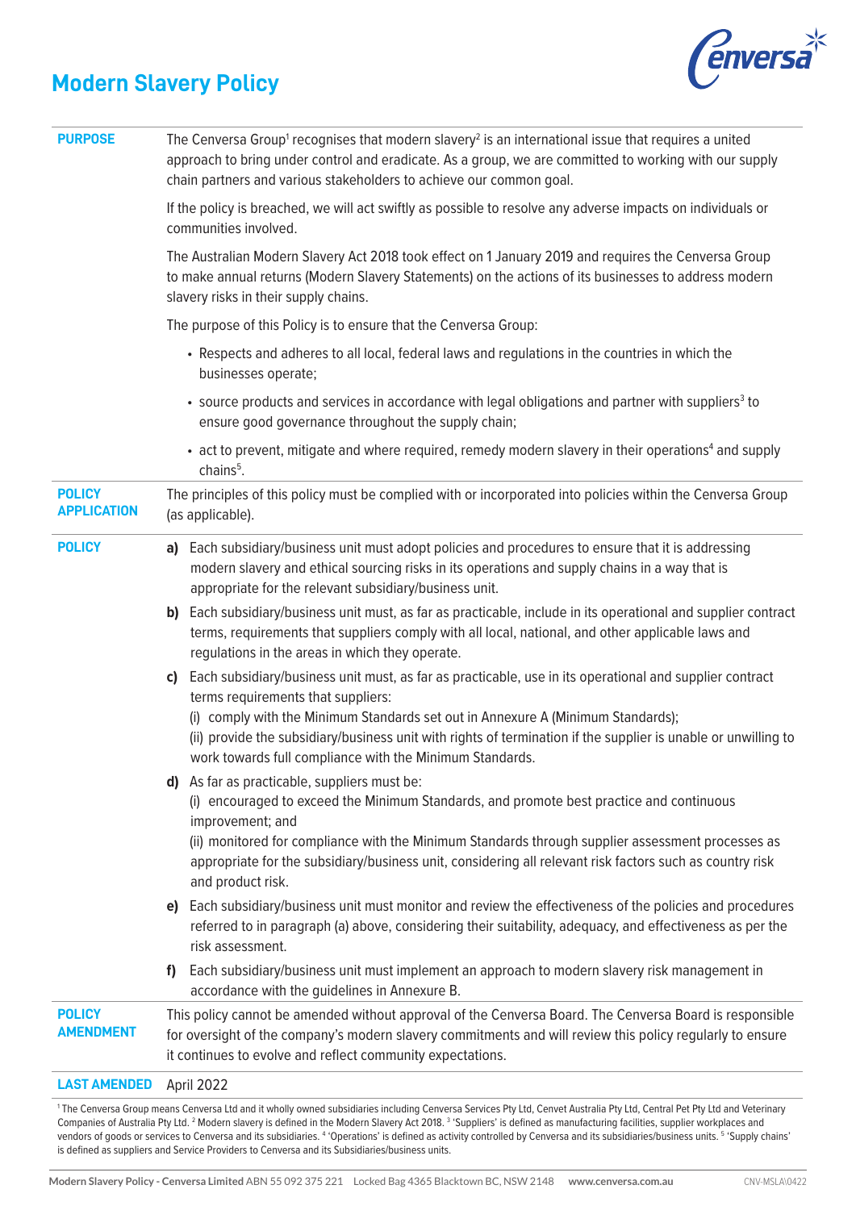# Modern Slavery Policy

| | |
|---|---|
| **PURPOSE** | The Cenversa Group[1] recognises that modern slavery[2] is an international issue that requires a united approach to bring under control and eradicate. As a group, we are committed to working with our supply chain partners and various stakeholders to achieve our common goal.<br><br>If the policy is breached, we will act swiftly as possible to resolve any adverse impacts on individuals or communities involved.<br><br>The Australian Modern Slavery Act 2018 took effect on 1 January 2019 and requires the Cenversa Group to make annual returns (Modern Slavery Statements) on the actions of its businesses to address modern slavery risks in their supply chains.<br><br>The purpose of this Policy is to ensure that the Cenversa Group:<br>• Respects and adheres to all local, federal laws and regulations in the countries in which the businesses operate;<br>• source products and services in accordance with legal obligations and partner with suppliers[3] to ensure good governance throughout the supply chain;<br>• act to prevent, mitigate and where required, remedy modern slavery in their operations[4] and supply chains[5]. |
| **POLICY APPLICATION** | The principles of this policy must be complied with or incorporated into policies within the Cenversa Group (as applicable). |
| **POLICY** | **a)** Each subsidiary/business unit must adopt policies and procedures to ensure that it is addressing modern slavery and ethical sourcing risks in its operations and supply chains in a way that is appropriate for the relevant subsidiary/business unit.<br><br>**b)** Each subsidiary/business unit must, as far as practicable, include in its operational and supplier contract terms, requirements that suppliers comply with all local, national, and other applicable laws and regulations in the areas in which they operate.<br><br>**c)** Each subsidiary/business unit must, as far as practicable, use in its operational and supplier contract terms requirements that suppliers:<br>(i) comply with the Minimum Standards set out in Annexure A (Minimum Standards);<br>(ii) provide the subsidiary/business unit with rights of termination if the supplier is unable or unwilling to work towards full compliance with the Minimum Standards.<br><br>**d)** As far as practicable, suppliers must be:<br>(i) encouraged to exceed the Minimum Standards, and promote best practice and continuous improvement; and<br>(ii) monitored for compliance with the Minimum Standards through supplier assessment processes as appropriate for the subsidiary/business unit, considering all relevant risk factors such as country risk and product risk.<br><br>**e)** Each subsidiary/business unit must monitor and review the effectiveness of the policies and procedures referred to in paragraph (a) above, considering their suitability, adequacy, and effectiveness as per the risk assessment.<br><br>**f)** Each subsidiary/business unit must implement an approach to modern slavery risk management in accordance with the guidelines in Annexure B. |
| **POLICY AMENDMENT** | This policy cannot be amended without approval of the Cenversa Board. The Cenversa Board is responsible for oversight of the company's modern slavery commitments and will review this policy regularly to ensure it continues to evolve and reflect community expectations. |
| **LAST AMENDED** | April 2022 |

[1] The Cenversa Group means Cenversa Ltd and it wholly owned subsidiaries including Cenversa Services Pty Ltd, Cenvet Australia Pty Ltd, Central Pet Pty Ltd and Veterinary Companies of Australia Pty Ltd. [2] Modern slavery is defined in the Modern Slavery Act 2018. [3] 'Suppliers' is defined as manufacturing facilities, supplier workplaces and vendors of goods or services to Cenversa and its subsidiaries. [4] 'Operations' is defined as activity controlled by Cenversa and its subsidiaries/business units. [5] 'Supply chains' is defined as suppliers and Service Providers to Cenversa and its Subsidiaries/business units.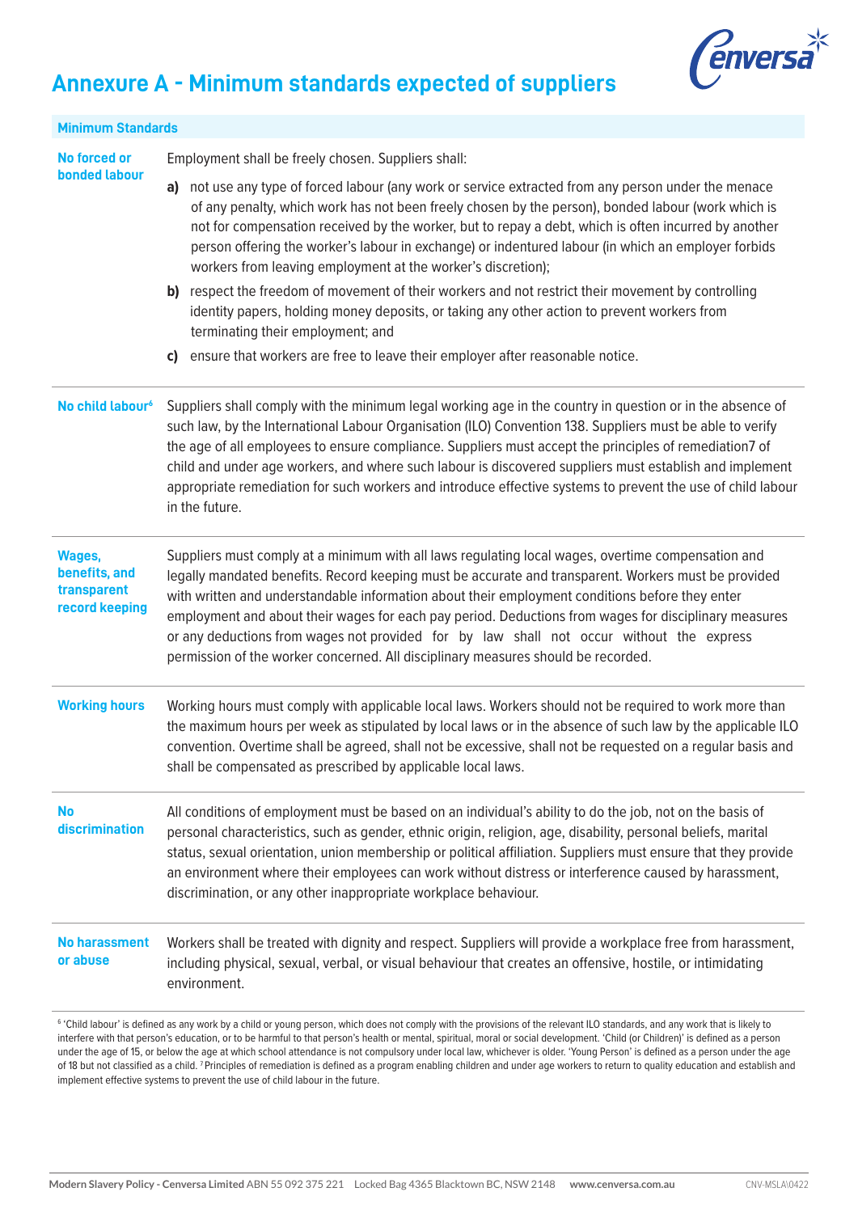# Annexure A - Minimum standards expected of suppliers

| Minimum Standards | |
|---|---|
| **No forced or bonded labour** | Employment shall be freely chosen. Suppliers shall:<br>**a)** not use any type of forced labour (any work or service extracted from any person under the menace of any penalty, which work has not been freely chosen by the person), bonded labour (work which is not for compensation received by the worker, but to repay a debt, which is often incurred by another person offering the worker's labour in exchange) or indentured labour (in which an employer forbids workers from leaving employment at the worker's discretion);<br>**b)** respect the freedom of movement of their workers and not restrict their movement by controlling identity papers, holding money deposits, or taking any other action to prevent workers from terminating their employment; and<br>**c)** ensure that workers are free to leave their employer after reasonable notice. |
| **No child labour[6]** | Suppliers shall comply with the minimum legal working age in the country in question or in the absence of such law, by the International Labour Organisation (ILO) Convention 138. Suppliers must be able to verify the age of all employees to ensure compliance. Suppliers must accept the principles of remediation[7] of child and under age workers, and where such labour is discovered suppliers must establish and implement appropriate remediation for such workers and introduce effective systems to prevent the use of child labour in the future. |
| **Wages, benefits, and transparent record keeping** | Suppliers must comply at a minimum with all laws regulating local wages, overtime compensation and legally mandated benefits. Record keeping must be accurate and transparent. Workers must be provided with written and understandable information about their employment conditions before they enter employment and about their wages for each pay period. Deductions from wages for disciplinary measures or any deductions from wages not provided for by law shall not occur without the express permission of the worker concerned. All disciplinary measures should be recorded. |
| **Working hours** | Working hours must comply with applicable local laws. Workers should not be required to work more than the maximum hours per week as stipulated by local laws or in the absence of such law by the applicable ILO convention. Overtime shall be agreed, shall not be excessive, shall not be requested on a regular basis and shall be compensated as prescribed by applicable local laws. |
| **No discrimination** | All conditions of employment must be based on an individual's ability to do the job, not on the basis of personal characteristics, such as gender, ethnic origin, religion, age, disability, personal beliefs, marital status, sexual orientation, union membership or political affiliation. Suppliers must ensure that they provide an environment where their employees can work without distress or interference caused by harassment, discrimination, or any other inappropriate workplace behaviour. |
| **No harassment or abuse** | Workers shall be treated with dignity and respect. Suppliers will provide a workplace free from harassment, including physical, sexual, verbal, or visual behaviour that creates an offensive, hostile, or intimidating environment. |

[6] 'Child labour' is defined as any work by a child or young person, which does not comply with the provisions of the relevant ILO standards, and any work that is likely to interfere with that person's education, or to be harmful to that person's health or mental, spiritual, moral or social development. 'Child (or Children)' is defined as a person under the age of 15, or below the age at which school attendance is not compulsory under local law, whichever is older. 'Young Person' is defined as a person under the age of 18 but not classified as a child. [7] Principles of remediation is defined as a program enabling children and under age workers to return to quality education and establish and implement effective systems to prevent the use of child labour in the future.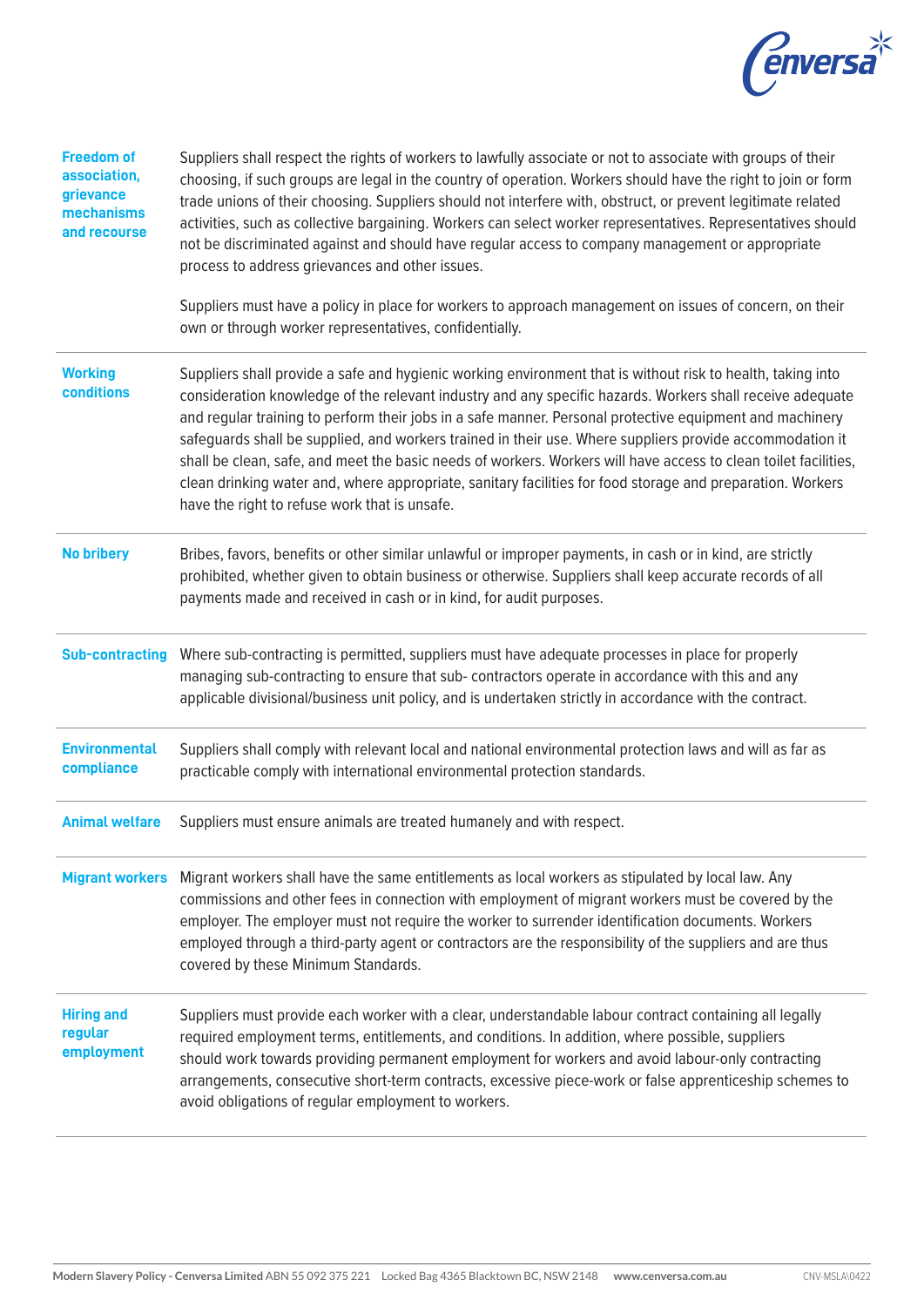| | |
|---|---|
| **Freedom of association, grievance mechanisms and recourse** | Suppliers shall respect the rights of workers to lawfully associate or not to associate with groups of their choosing, if such groups are legal in the country of operation. Workers should have the right to join or form trade unions of their choosing. Suppliers should not interfere with, obstruct, or prevent legitimate related activities, such as collective bargaining. Workers can select worker representatives. Representatives should not be discriminated against and should have regular access to company management or appropriate process to address grievances and other issues.<br><br>Suppliers must have a policy in place for workers to approach management on issues of concern, on their own or through worker representatives, confidentially. |
| **Working conditions** | Suppliers shall provide a safe and hygienic working environment that is without risk to health, taking into consideration knowledge of the relevant industry and any specific hazards. Workers shall receive adequate and regular training to perform their jobs in a safe manner. Personal protective equipment and machinery safeguards shall be supplied, and workers trained in their use. Where suppliers provide accommodation it shall be clean, safe, and meet the basic needs of workers. Workers will have access to clean toilet facilities, clean drinking water and, where appropriate, sanitary facilities for food storage and preparation. Workers have the right to refuse work that is unsafe. |
| **No bribery** | Bribes, favors, benefits or other similar unlawful or improper payments, in cash or in kind, are strictly prohibited, whether given to obtain business or otherwise. Suppliers shall keep accurate records of all payments made and received in cash or in kind, for audit purposes. |
| **Sub-contracting** | Where sub-contracting is permitted, suppliers must have adequate processes in place for properly managing sub-contracting to ensure that sub- contractors operate in accordance with this and any applicable divisional/business unit policy, and is undertaken strictly in accordance with the contract. |
| **Environmental compliance** | Suppliers shall comply with relevant local and national environmental protection laws and will as far as practicable comply with international environmental protection standards. |
| **Animal welfare** | Suppliers must ensure animals are treated humanely and with respect. |
| **Migrant workers** | Migrant workers shall have the same entitlements as local workers as stipulated by local law. Any commissions and other fees in connection with employment of migrant workers must be covered by the employer. The employer must not require the worker to surrender identification documents. Workers employed through a third-party agent or contractors are the responsibility of the suppliers and are thus covered by these Minimum Standards. |
| **Hiring and regular employment** | Suppliers must provide each worker with a clear, understandable labour contract containing all legally required employment terms, entitlements, and conditions. In addition, where possible, suppliers should work towards providing permanent employment for workers and avoid labour-only contracting arrangements, consecutive short-term contracts, excessive piece-work or false apprenticeship schemes to avoid obligations of regular employment to workers. |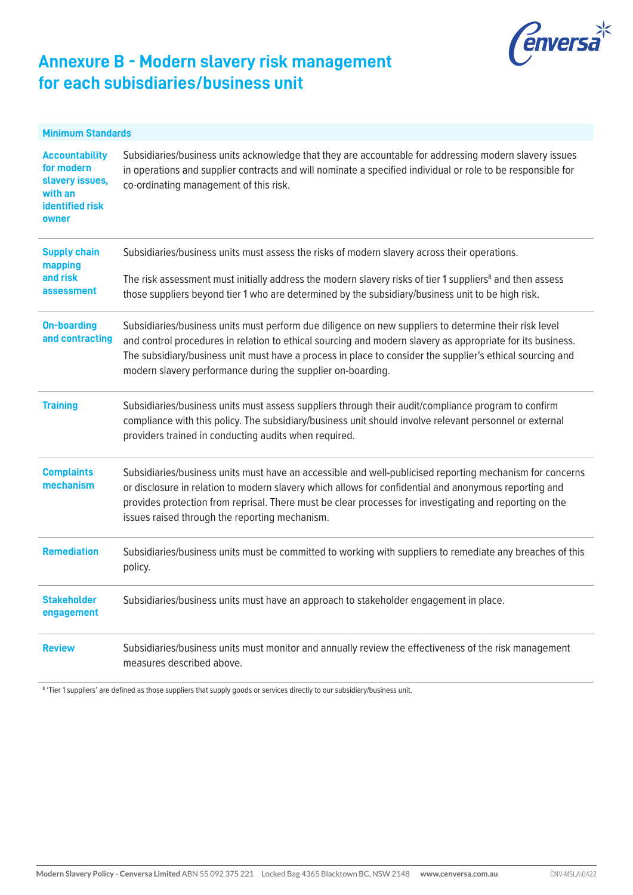# Annexure B - Modern slavery risk management for each subisdiaries/business unit

| Minimum Standards | |
|---|---|
| **Accountability for modern slavery issues, with an identified risk owner** | Subsidiaries/business units acknowledge that they are accountable for addressing modern slavery issues in operations and supplier contracts and will nominate a specified individual or role to be responsible for co-ordinating management of this risk. |
| **Supply chain mapping and risk assessment** | Subsidiaries/business units must assess the risks of modern slavery across their operations.<br><br>The risk assessment must initially address the modern slavery risks of tier 1 suppliers[8] and then assess those suppliers beyond tier 1 who are determined by the subsidiary/business unit to be high risk. |
| **On-boarding and contracting** | Subsidiaries/business units must perform due diligence on new suppliers to determine their risk level and control procedures in relation to ethical sourcing and modern slavery as appropriate for its business. The subsidiary/business unit must have a process in place to consider the supplier's ethical sourcing and modern slavery performance during the supplier on-boarding. |
| **Training** | Subsidiaries/business units must assess suppliers through their audit/compliance program to confirm compliance with this policy. The subsidiary/business unit should involve relevant personnel or external providers trained in conducting audits when required. |
| **Complaints mechanism** | Subsidiaries/business units must have an accessible and well-publicised reporting mechanism for concerns or disclosure in relation to modern slavery which allows for confidential and anonymous reporting and provides protection from reprisal. There must be clear processes for investigating and reporting on the issues raised through the reporting mechanism. |
| **Remediation** | Subsidiaries/business units must be committed to working with suppliers to remediate any breaches of this policy. |
| **Stakeholder engagement** | Subsidiaries/business units must have an approach to stakeholder engagement in place. |
| **Review** | Subsidiaries/business units must monitor and annually review the effectiveness of the risk management measures described above. |

[8] 'Tier 1 suppliers' are defined as those suppliers that supply goods or services directly to our subsidiary/business unit.